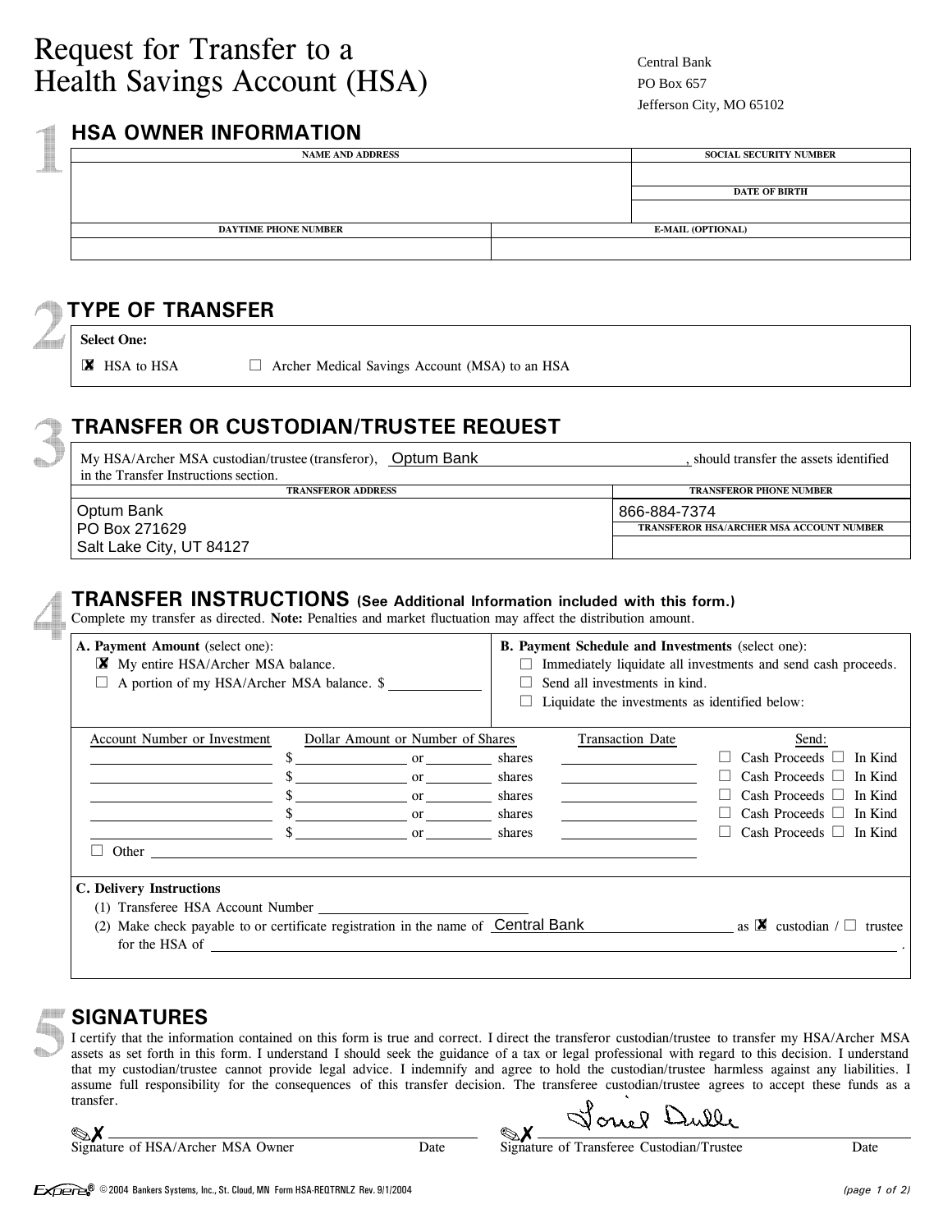# Request for Transfer to a Health Savings Account (HSA)

Central Bank
PO Box 657
Jefferson City, MO 65102

## 1 HSA OWNER INFORMATION

| NAME AND ADDRESS | | SOCIAL SECURITY NUMBER |
|---|---|---|
| | | |
| | | DATE OF BIRTH |
| | | |
| DAYTIME PHONE NUMBER | E-MAIL (OPTIONAL) | |
| | | |

## 2 TYPE OF TRANSFER

**Select One:**

☒ HSA to HSA ☐ Archer Medical Savings Account (MSA) to an HSA

## 3 TRANSFER OR CUSTODIAN/TRUSTEE REQUEST

My HSA/Archer MSA custodian/trustee (transferor), Optum Bank, should transfer the assets identified in the Transfer Instructions section.

| TRANSFEROR ADDRESS | TRANSFEROR PHONE NUMBER |
|---|---|
| Optum Bank<br>PO Box 271629<br>Salt Lake City, UT 84127 | 866-884-7374 |
| | TRANSFEROR HSA/ARCHER MSA ACCOUNT NUMBER |
| | |

## 4 TRANSFER INSTRUCTIONS (See Additional Information included with this form.)

Complete my transfer as directed. **Note:** Penalties and market fluctuation may affect the distribution amount.

**A. Payment Amount** (select one):
- ☒ My entire HSA/Archer MSA balance.
- ☐ A portion of my HSA/Archer MSA balance. $ ________

**B. Payment Schedule and Investments** (select one):
- ☐ Immediately liquidate all investments and send cash proceeds.
- ☐ Send all investments in kind.
- ☐ Liquidate the investments as identified below:

| Account Number or Investment | Dollar Amount or Number of Shares | Transaction Date | Send: |
|---|---|---|---|
| | $ ________ or ________ shares | | ☐ Cash Proceeds ☐ In Kind |
| | $ ________ or ________ shares | | ☐ Cash Proceeds ☐ In Kind |
| | $ ________ or ________ shares | | ☐ Cash Proceeds ☐ In Kind |
| | $ ________ or ________ shares | | ☐ Cash Proceeds ☐ In Kind |
| | $ ________ or ________ shares | | ☐ Cash Proceeds ☐ In Kind |

☐ Other ________

**C. Delivery Instructions**

(1) Transferee HSA Account Number ________

(2) Make check payable to or certificate registration in the name of Central Bank as ☒ custodian / ☐ trustee for the HSA of ________.

## 5 SIGNATURES

I certify that the information contained on this form is true and correct. I direct the transferor custodian/trustee to transfer my HSA/Archer MSA assets as set forth in this form. I understand I should seek the guidance of a tax or legal professional with regard to this decision. I understand that my custodian/trustee cannot provide legal advice. I indemnify and agree to hold the custodian/trustee harmless against any liabilities. I assume full responsibility for the consequences of this transfer decision. The transferee custodian/trustee agrees to accept these funds as a transfer.

✗ ________ Signature of HSA/Archer MSA Owner Date

✗ Lonel Dulle Signature of Transferee Custodian/Trustee Date

Expere® © 2004 Bankers Systems, Inc., St. Cloud, MN Form HSA-REQTRNLZ Rev. 9/1/2004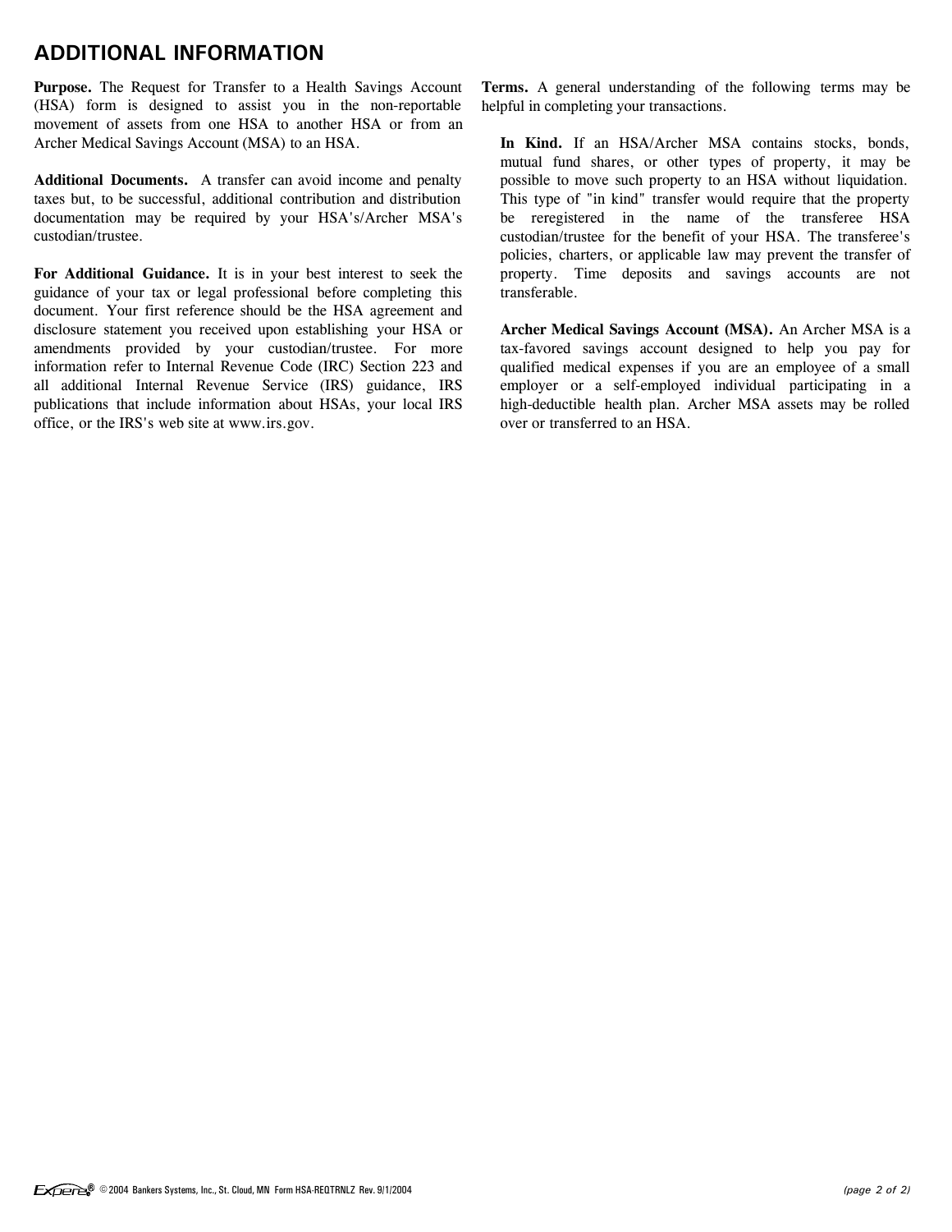## ADDITIONAL INFORMATION

**Purpose.** The Request for Transfer to a Health Savings Account (HSA) form is designed to assist you in the non-reportable movement of assets from one HSA to another HSA or from an Archer Medical Savings Account (MSA) to an HSA.

**Additional Documents.** A transfer can avoid income and penalty taxes but, to be successful, additional contribution and distribution documentation may be required by your HSA's/Archer MSA's custodian/trustee.

**For Additional Guidance.** It is in your best interest to seek the guidance of your tax or legal professional before completing this document. Your first reference should be the HSA agreement and disclosure statement you received upon establishing your HSA or amendments provided by your custodian/trustee. For more information refer to Internal Revenue Code (IRC) Section 223 and all additional Internal Revenue Service (IRS) guidance, IRS publications that include information about HSAs, your local IRS office, or the IRS's web site at www.irs.gov.

**Terms.** A general understanding of the following terms may be helpful in completing your transactions.

**In Kind.** If an HSA/Archer MSA contains stocks, bonds, mutual fund shares, or other types of property, it may be possible to move such property to an HSA without liquidation. This type of "in kind" transfer would require that the property be reregistered in the name of the transferee HSA custodian/trustee for the benefit of your HSA. The transferee's policies, charters, or applicable law may prevent the transfer of property. Time deposits and savings accounts are not transferable.

**Archer Medical Savings Account (MSA).** An Archer MSA is a tax-favored savings account designed to help you pay for qualified medical expenses if you are an employee of a small employer or a self-employed individual participating in a high-deductible health plan. Archer MSA assets may be rolled over or transferred to an HSA.

Expere® © 2004 Bankers Systems, Inc., St. Cloud, MN Form HSA-REQTRNLZ Rev. 9/1/2004